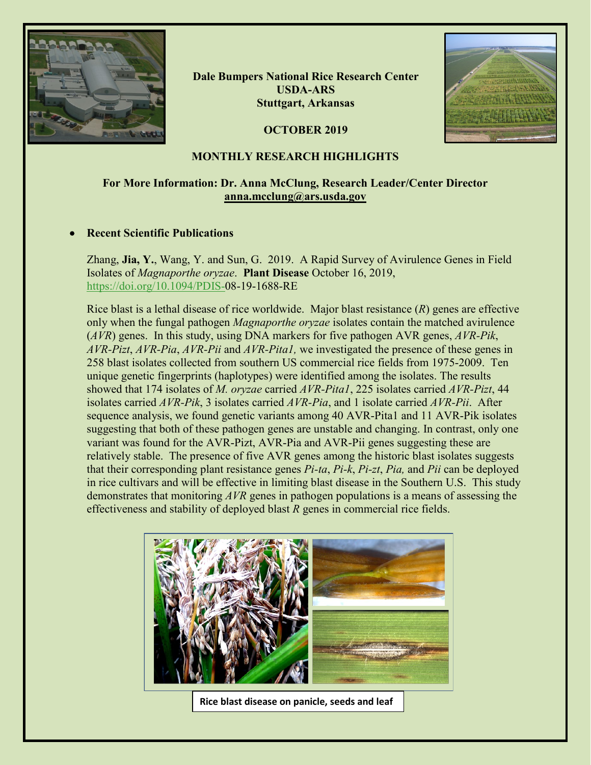**Dale Bumpers National Rice Research Center**
**USDA-ARS**
**Stuttgart, Arkansas**

**OCTOBER 2019**

# MONTHLY RESEARCH HIGHLIGHTS

**For More Information: Dr. Anna McClung, Research Leader/Center Director**
**anna.mcclung@ars.usda.gov**

- **Recent Scientific Publications**

Zhang, **Jia, Y.**, Wang, Y. and Sun, G. 2019. A Rapid Survey of Avirulence Genes in Field Isolates of *Magnaporthe oryzae*. **Plant Disease** October 16, 2019, https://doi.org/10.1094/PDIS-08-19-1688-RE

Rice blast is a lethal disease of rice worldwide. Major blast resistance (*R*) genes are effective only when the fungal pathogen *Magnaporthe oryzae* isolates contain the matched avirulence (*AVR*) genes. In this study, using DNA markers for five pathogen AVR genes, *AVR-Pik*, *AVR-Pizt*, *AVR-Pia*, *AVR-Pii* and *AVR-Pita1,* we investigated the presence of these genes in 258 blast isolates collected from southern US commercial rice fields from 1975-2009. Ten unique genetic fingerprints (haplotypes) were identified among the isolates. The results showed that 174 isolates of *M. oryzae* carried *AVR-Pita1*, 225 isolates carried *AVR-Pizt*, 44 isolates carried *AVR-Pik*, 3 isolates carried *AVR-Pia*, and 1 isolate carried *AVR-Pii*. After sequence analysis, we found genetic variants among 40 AVR-Pita1 and 11 AVR-Pik isolates suggesting that both of these pathogen genes are unstable and changing. In contrast, only one variant was found for the AVR-Pizt, AVR-Pia and AVR-Pii genes suggesting these are relatively stable. The presence of five AVR genes among the historic blast isolates suggests that their corresponding plant resistance genes *Pi-ta*, *Pi-k*, *Pi-zt*, *Pia,* and *Pii* can be deployed in rice cultivars and will be effective in limiting blast disease in the Southern U.S. This study demonstrates that monitoring *AVR* genes in pathogen populations is a means of assessing the effectiveness and stability of deployed blast *R* genes in commercial rice fields.

Rice blast disease on panicle, seeds and leaf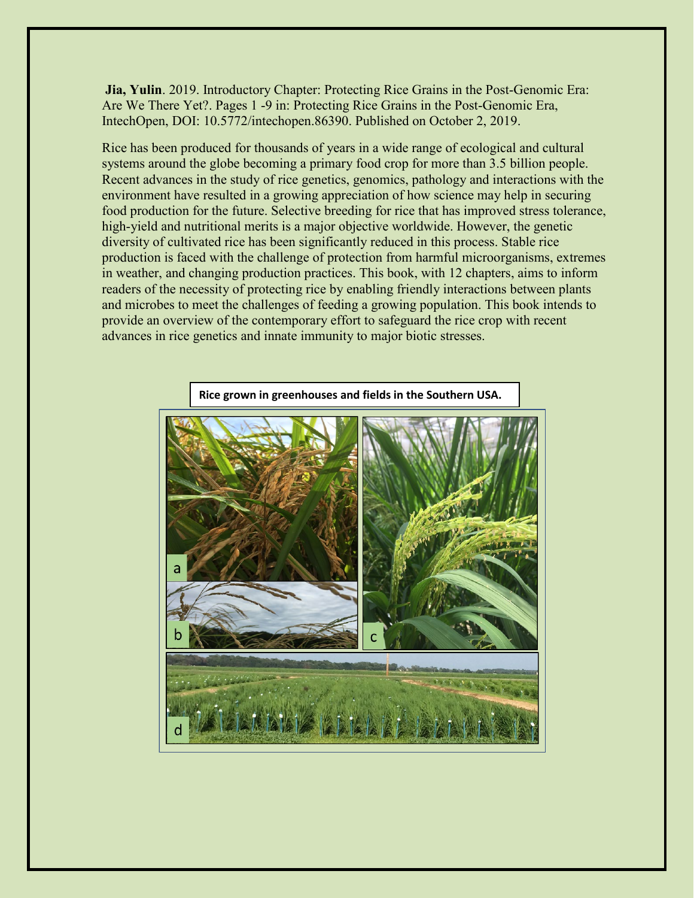**Jia, Yulin**. 2019. Introductory Chapter: Protecting Rice Grains in the Post-Genomic Era: Are We There Yet?. Pages 1 -9 in: Protecting Rice Grains in the Post-Genomic Era, IntechOpen, DOI: 10.5772/intechopen.86390. Published on October 2, 2019.

Rice has been produced for thousands of years in a wide range of ecological and cultural systems around the globe becoming a primary food crop for more than 3.5 billion people. Recent advances in the study of rice genetics, genomics, pathology and interactions with the environment have resulted in a growing appreciation of how science may help in securing food production for the future. Selective breeding for rice that has improved stress tolerance, high-yield and nutritional merits is a major objective worldwide. However, the genetic diversity of cultivated rice has been significantly reduced in this process. Stable rice production is faced with the challenge of protection from harmful microorganisms, extremes in weather, and changing production practices. This book, with 12 chapters, aims to inform readers of the necessity of protecting rice by enabling friendly interactions between plants and microbes to meet the challenges of feeding a growing population. This book intends to provide an overview of the contemporary effort to safeguard the rice crop with recent advances in rice genetics and innate immunity to major biotic stresses.

**Rice grown in greenhouses and fields in the Southern USA.**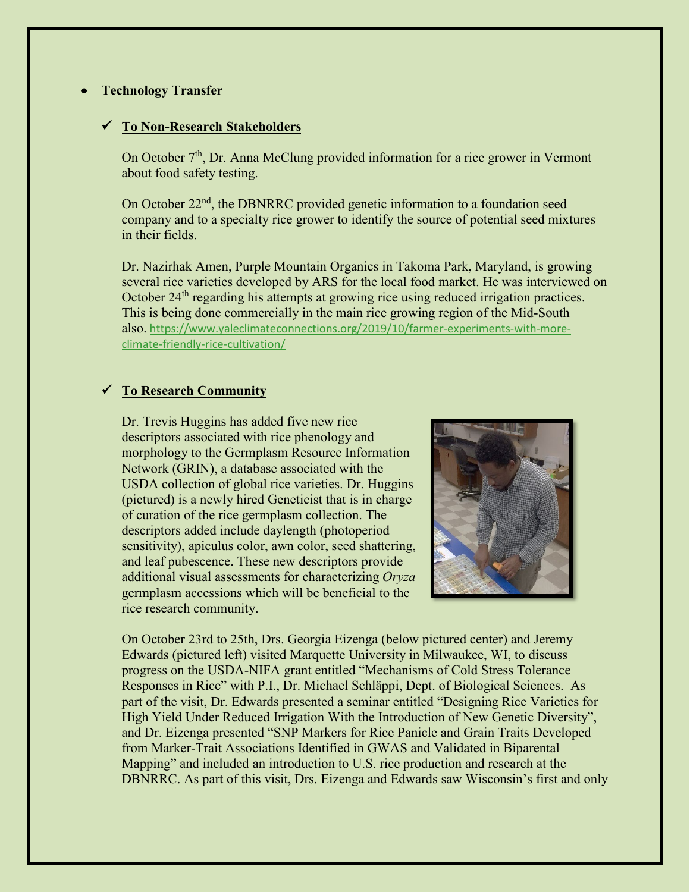- **Technology Transfer**

  - ✓ **To Non-Research Stakeholders**

On October 7th, Dr. Anna McClung provided information for a rice grower in Vermont about food safety testing.

On October 22nd, the DBNRRC provided genetic information to a foundation seed company and to a specialty rice grower to identify the source of potential seed mixtures in their fields.

Dr. Nazirhak Amen, Purple Mountain Organics in Takoma Park, Maryland, is growing several rice varieties developed by ARS for the local food market. He was interviewed on October 24th regarding his attempts at growing rice using reduced irrigation practices. This is being done commercially in the main rice growing region of the Mid-South also. https://www.yaleclimateconnections.org/2019/10/farmer-experiments-with-more-climate-friendly-rice-cultivation/

  - ✓ **To Research Community**

Dr. Trevis Huggins has added five new rice descriptors associated with rice phenology and morphology to the Germplasm Resource Information Network (GRIN), a database associated with the USDA collection of global rice varieties. Dr. Huggins (pictured) is a newly hired Geneticist that is in charge of curation of the rice germplasm collection. The descriptors added include daylength (photoperiod sensitivity), apiculus color, awn color, seed shattering, and leaf pubescence. These new descriptors provide additional visual assessments for characterizing *Oryza* germplasm accessions which will be beneficial to the rice research community.

On October 23rd to 25th, Drs. Georgia Eizenga (below pictured center) and Jeremy Edwards (pictured left) visited Marquette University in Milwaukee, WI, to discuss progress on the USDA-NIFA grant entitled "Mechanisms of Cold Stress Tolerance Responses in Rice" with P.I., Dr. Michael Schläppi, Dept. of Biological Sciences. As part of the visit, Dr. Edwards presented a seminar entitled "Designing Rice Varieties for High Yield Under Reduced Irrigation With the Introduction of New Genetic Diversity", and Dr. Eizenga presented "SNP Markers for Rice Panicle and Grain Traits Developed from Marker-Trait Associations Identified in GWAS and Validated in Biparental Mapping" and included an introduction to U.S. rice production and research at the DBNRRC. As part of this visit, Drs. Eizenga and Edwards saw Wisconsin's first and only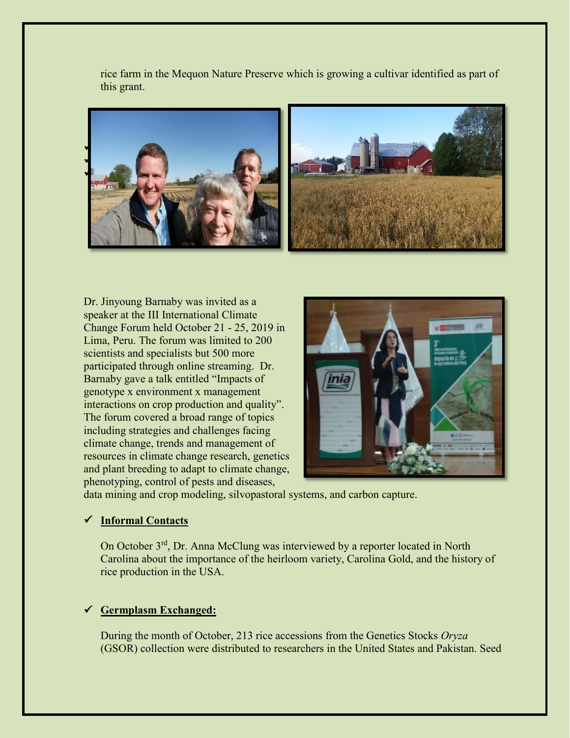rice farm in the Mequon Nature Preserve which is growing a cultivar identified as part of this grant.

Dr. Jinyoung Barnaby was invited as a speaker at the III International Climate Change Forum held October 21 - 25, 2019 in Lima, Peru. The forum was limited to 200 scientists and specialists but 500 more participated through online streaming. Dr. Barnaby gave a talk entitled "Impacts of genotype x environment x management interactions on crop production and quality". The forum covered a broad range of topics including strategies and challenges facing climate change, trends and management of resources in climate change research, genetics and plant breeding to adapt to climate change, phenotyping, control of pests and diseases, data mining and crop modeling, silvopastoral systems, and carbon capture.

- ✓ **Informal Contacts**

  On October 3rd, Dr. Anna McClung was interviewed by a reporter located in North Carolina about the importance of the heirloom variety, Carolina Gold, and the history of rice production in the USA.

- ✓ **Germplasm Exchanged:**

  During the month of October, 213 rice accessions from the Genetics Stocks *Oryza* (GSOR) collection were distributed to researchers in the United States and Pakistan. Seed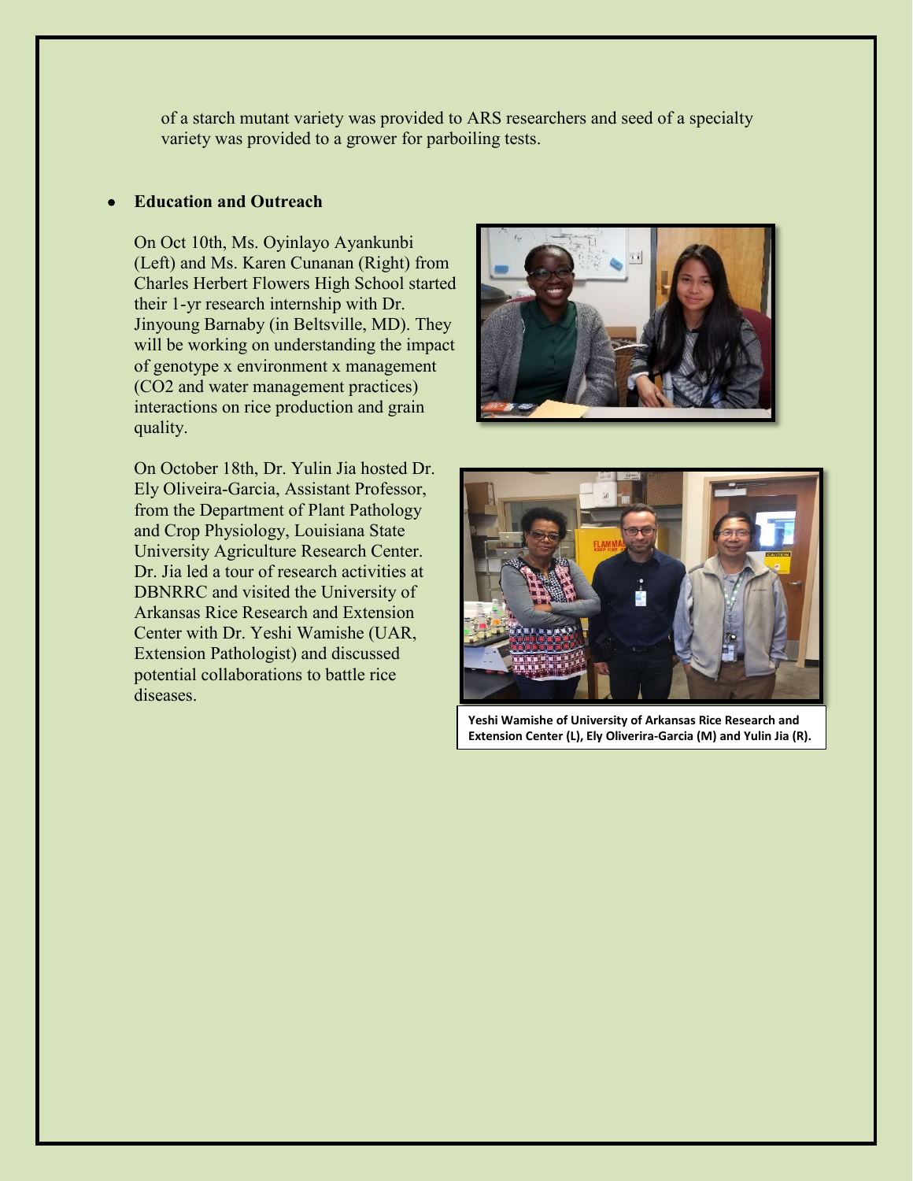of a starch mutant variety was provided to ARS researchers and seed of a specialty variety was provided to a grower for parboiling tests.

- **Education and Outreach**

On Oct 10th, Ms. Oyinlayo Ayankunbi (Left) and Ms. Karen Cunanan (Right) from Charles Herbert Flowers High School started their 1-yr research internship with Dr. Jinyoung Barnaby (in Beltsville, MD). They will be working on understanding the impact of genotype x environment x management ($CO_2$ and water management practices) interactions on rice production and grain quality.

On October 18th, Dr. Yulin Jia hosted Dr. Ely Oliveira-Garcia, Assistant Professor, from the Department of Plant Pathology and Crop Physiology, Louisiana State University Agriculture Research Center. Dr. Jia led a tour of research activities at DBNRRC and visited the University of Arkansas Rice Research and Extension Center with Dr. Yeshi Wamishe (UAR, Extension Pathologist) and discussed potential collaborations to battle rice diseases.

**Yeshi Wamishe of University of Arkansas Rice Research and Extension Center (L), Ely Oliverira-Garcia (M) and Yulin Jia (R).**